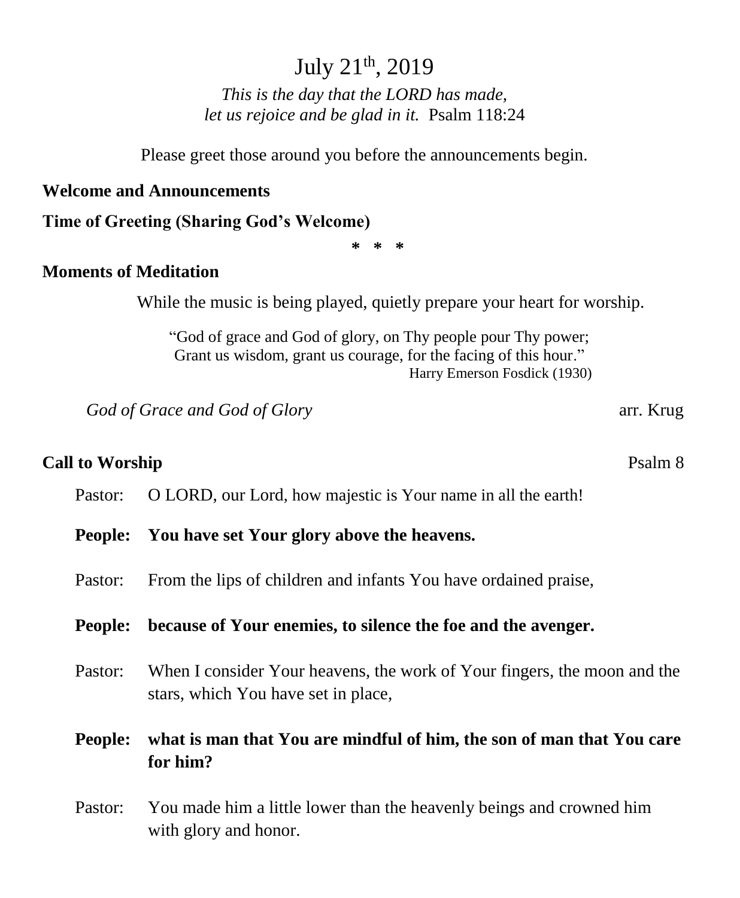# July 21th, 2019

*This is the day that the LORD has made,*
*let us rejoice and be glad in it.* Psalm 118:24

Please greet those around you before the announcements begin.

**Welcome and Announcements**

**Time of Greeting (Sharing God's Welcome)**

\* \* \*

**Moments of Meditation**

While the music is being played, quietly prepare your heart for worship.

"God of grace and God of glory, on Thy people pour Thy power;
Grant us wisdom, grant us courage, for the facing of this hour."
Harry Emerson Fosdick (1930)

*God of Grace and God of Glory* arr. Krug

**Call to Worship** Psalm 8

Pastor: O LORD, our Lord, how majestic is Your name in all the earth!

**People: You have set Your glory above the heavens.**

Pastor: From the lips of children and infants You have ordained praise,

**People: because of Your enemies, to silence the foe and the avenger.**

Pastor: When I consider Your heavens, the work of Your fingers, the moon and the stars, which You have set in place,

**People: what is man that You are mindful of him, the son of man that You care for him?**

Pastor: You made him a little lower than the heavenly beings and crowned him with glory and honor.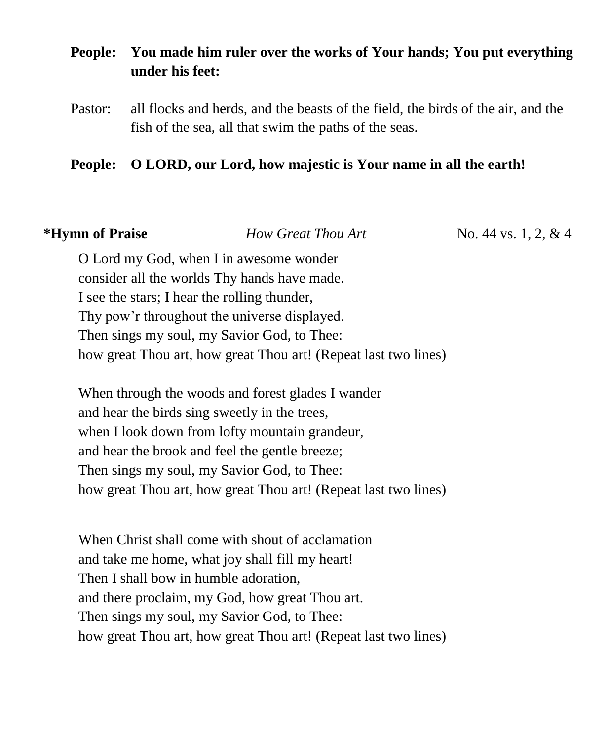**People:** **You made him ruler over the works of Your hands; You put everything under his feet:**

Pastor: all flocks and herds, and the beasts of the field, the birds of the air, and the fish of the sea, all that swim the paths of the seas.

**People:** **O LORD, our Lord, how majestic is Your name in all the earth!**

**\*Hymn of Praise** *How Great Thou Art* No. 44 vs. 1, 2, & 4

O Lord my God, when I in awesome wonder
consider all the worlds Thy hands have made.
I see the stars; I hear the rolling thunder,
Thy pow'r throughout the universe displayed.
Then sings my soul, my Savior God, to Thee:
how great Thou art, how great Thou art! (Repeat last two lines)

When through the woods and forest glades I wander
and hear the birds sing sweetly in the trees,
when I look down from lofty mountain grandeur,
and hear the brook and feel the gentle breeze;
Then sings my soul, my Savior God, to Thee:
how great Thou art, how great Thou art! (Repeat last two lines)

When Christ shall come with shout of acclamation
and take me home, what joy shall fill my heart!
Then I shall bow in humble adoration,
and there proclaim, my God, how great Thou art.
Then sings my soul, my Savior God, to Thee:
how great Thou art, how great Thou art! (Repeat last two lines)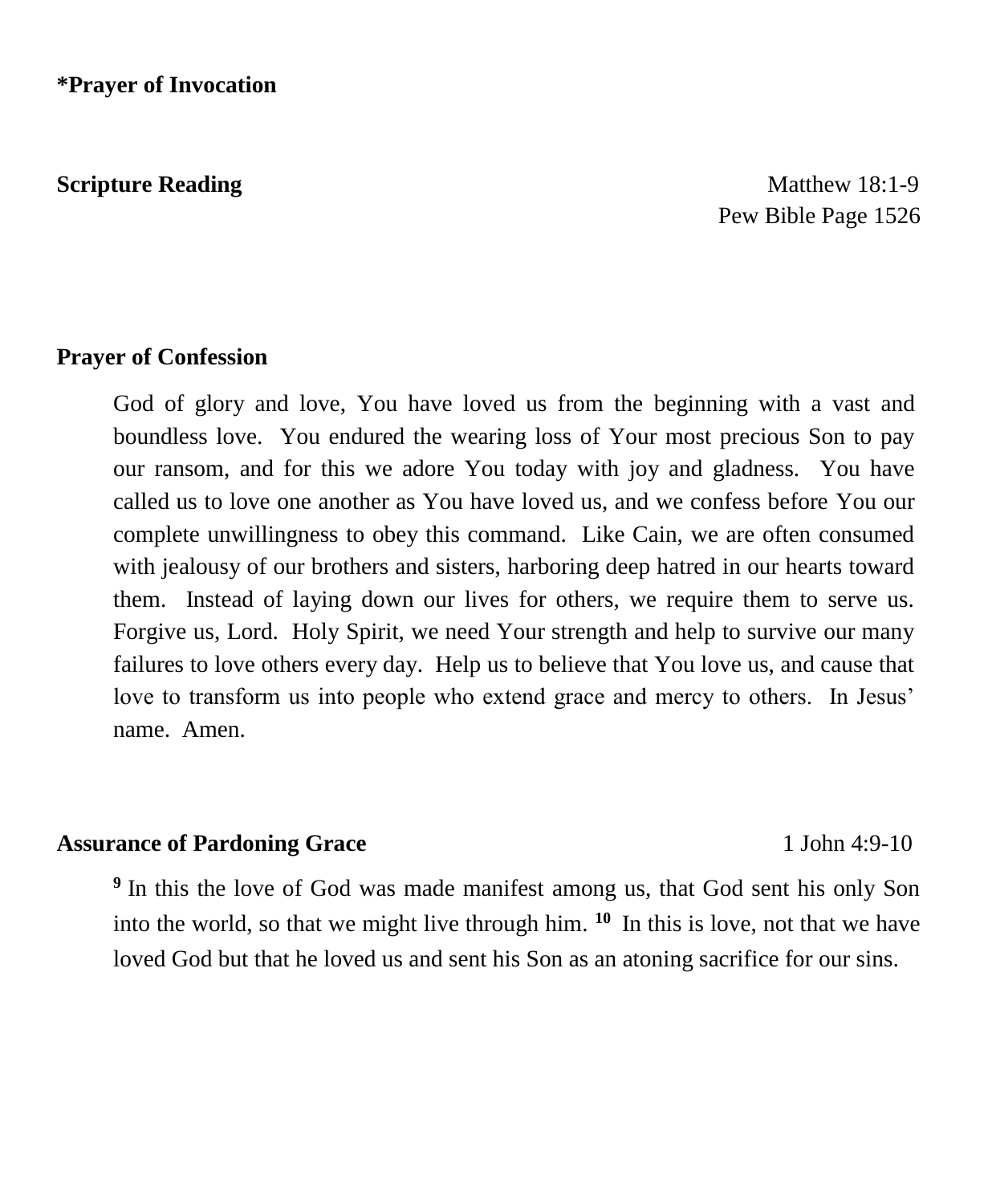**\*Prayer of Invocation**

**Scripture Reading** Matthew 18:1-9
Pew Bible Page 1526

**Prayer of Confession**

God of glory and love, You have loved us from the beginning with a vast and boundless love. You endured the wearing loss of Your most precious Son to pay our ransom, and for this we adore You today with joy and gladness. You have called us to love one another as You have loved us, and we confess before You our complete unwillingness to obey this command. Like Cain, we are often consumed with jealousy of our brothers and sisters, harboring deep hatred in our hearts toward them. Instead of laying down our lives for others, we require them to serve us. Forgive us, Lord. Holy Spirit, we need Your strength and help to survive our many failures to love others every day. Help us to believe that You love us, and cause that love to transform us into people who extend grace and mercy to others. In Jesus' name. Amen.

**Assurance of Pardoning Grace** 1 John 4:9-10

[9] In this the love of God was made manifest among us, that God sent his only Son into the world, so that we might live through him. [10] In this is love, not that we have loved God but that he loved us and sent his Son as an atoning sacrifice for our sins.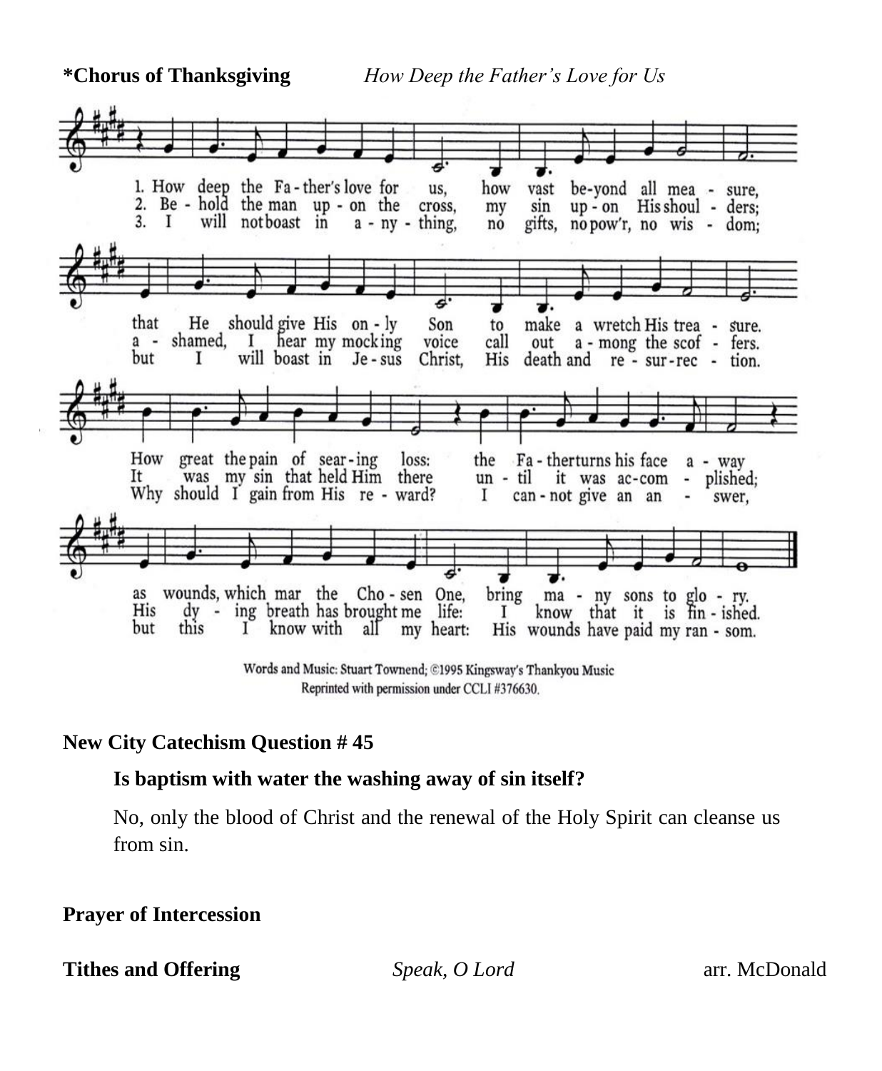**\*Chorus of Thanksgiving** *How Deep the Father's Love for Us*

1. How deep the Fa - ther's love for us, how vast be-yond all mea - sure,
2. Be - hold the man up - on the cross, my sin up - on His shoul - ders;
3. I will not boast in a - ny - thing, no gifts, no pow'r, no wis - dom;

that He should give His on - ly Son to make a wretch His trea - sure.
a - shamed, I hear my mock ing voice call out a - mong the scof - fers.
but I will boast in Je - sus Christ, His death and re - sur - rec - tion.

How great the pain of sear - ing loss: the Fa - ther turns his face a - way
It was my sin that held Him there un - til it was ac - com - plished;
Why should I gain from His re - ward? I can - not give an an - swer,

as wounds, which mar the Cho - sen One, bring ma - ny sons to glo - ry.
His dy - ing breath has brought me life: I know that it is fin - ished.
but this I know with all my heart: His wounds have paid my ran - som.

Words and Music: Stuart Townend; ©1995 Kingsway's Thankyou Music
Reprinted with permission under CCLI #376630.

**New City Catechism Question # 45**

**Is baptism with water the washing away of sin itself?**

No, only the blood of Christ and the renewal of the Holy Spirit can cleanse us from sin.

**Prayer of Intercession**

**Tithes and Offering** *Speak, O Lord* arr. McDonald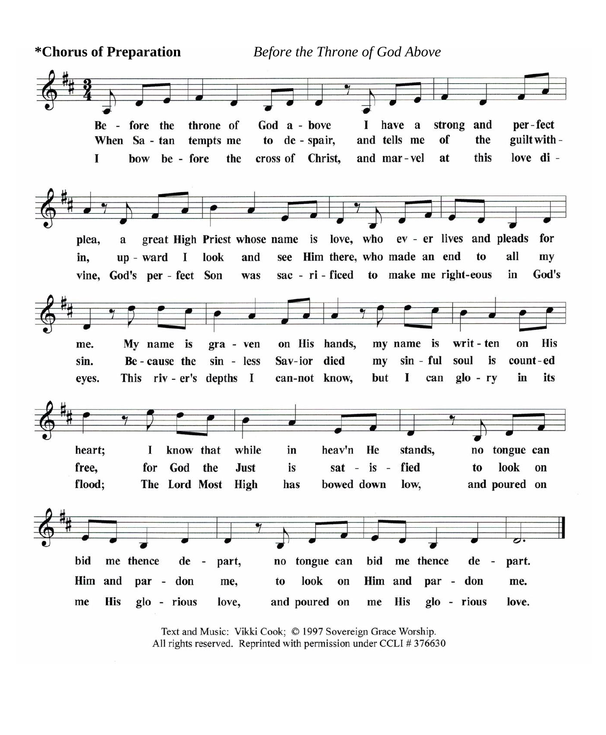**\*Chorus of Preparation** *Before the Throne of God Above*

Be - fore the throne of God a - bove I have a strong and per - fect plea, a great High Priest whose name is love, who ev - er lives and pleads for me. My name is gra - ven on His hands, my name is writ - ten on His heart; I know that while in heav'n He stands, no tongue can bid me thence de - part, no tongue can bid me thence de - part.

When Sa - tan tempts me to de - spair, and tells me of the guilt with - in, up - ward I look and see Him there, who made an end to all my sin. Be - cause the sin - less Sav - ior died my sin - ful soul is count - ed free, for God the Just is sat - is - fied to look on Him and par - don me, to look on Him and par - don me.

I bow be - fore the cross of Christ, and mar - vel at this love di - vine, God's per - fect Son was sac - ri - ficed to make me right-eous in God's eyes. This riv - er's depths I can-not know, but I can glo - ry in its flood; The Lord Most High has bowed down low, and poured on me His glo - rious love, and poured on me His glo - rious love.

Text and Music: Vikki Cook; © 1997 Sovereign Grace Worship.
All rights reserved. Reprinted with permission under CCLI # 376630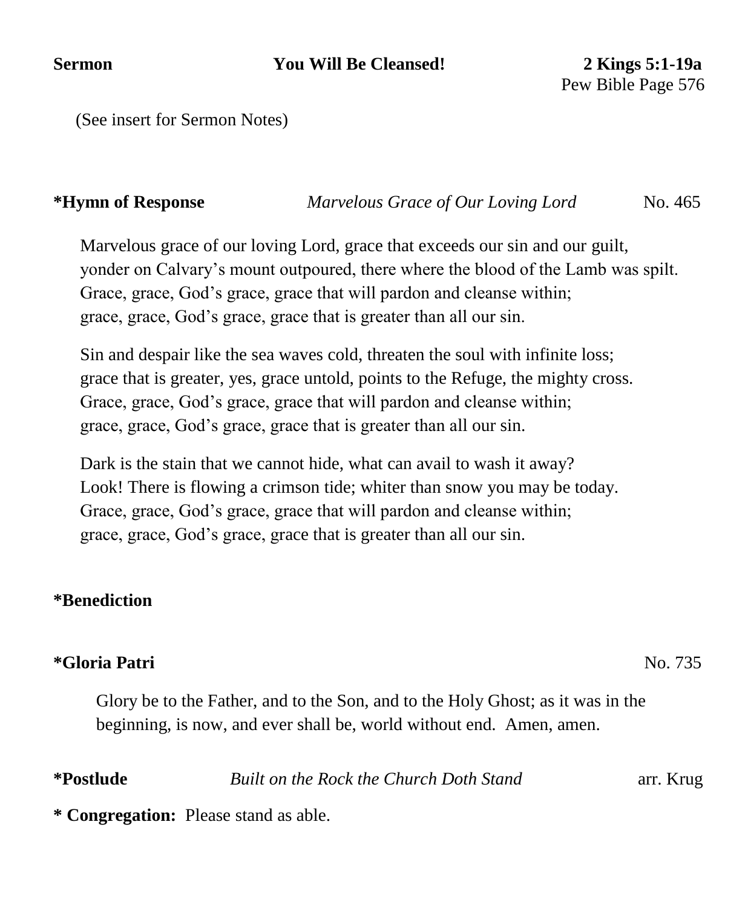**Sermon** **You Will Be Cleansed!** **2 Kings 5:1-19a**
Pew Bible Page 576

(See insert for Sermon Notes)

**\*Hymn of Response** *Marvelous Grace of Our Loving Lord* No. 465

Marvelous grace of our loving Lord, grace that exceeds our sin and our guilt,
yonder on Calvary's mount outpoured, there where the blood of the Lamb was spilt.
Grace, grace, God's grace, grace that will pardon and cleanse within;
grace, grace, God's grace, grace that is greater than all our sin.

Sin and despair like the sea waves cold, threaten the soul with infinite loss;
grace that is greater, yes, grace untold, points to the Refuge, the mighty cross.
Grace, grace, God's grace, grace that will pardon and cleanse within;
grace, grace, God's grace, grace that is greater than all our sin.

Dark is the stain that we cannot hide, what can avail to wash it away?
Look! There is flowing a crimson tide; whiter than snow you may be today.
Grace, grace, God's grace, grace that will pardon and cleanse within;
grace, grace, God's grace, grace that is greater than all our sin.

**\*Benediction**

**\*Gloria Patri** No. 735

Glory be to the Father, and to the Son, and to the Holy Ghost; as it was in the beginning, is now, and ever shall be, world without end. Amen, amen.

**\*Postlude** *Built on the Rock the Church Doth Stand* arr. Krug

**\* Congregation:** Please stand as able.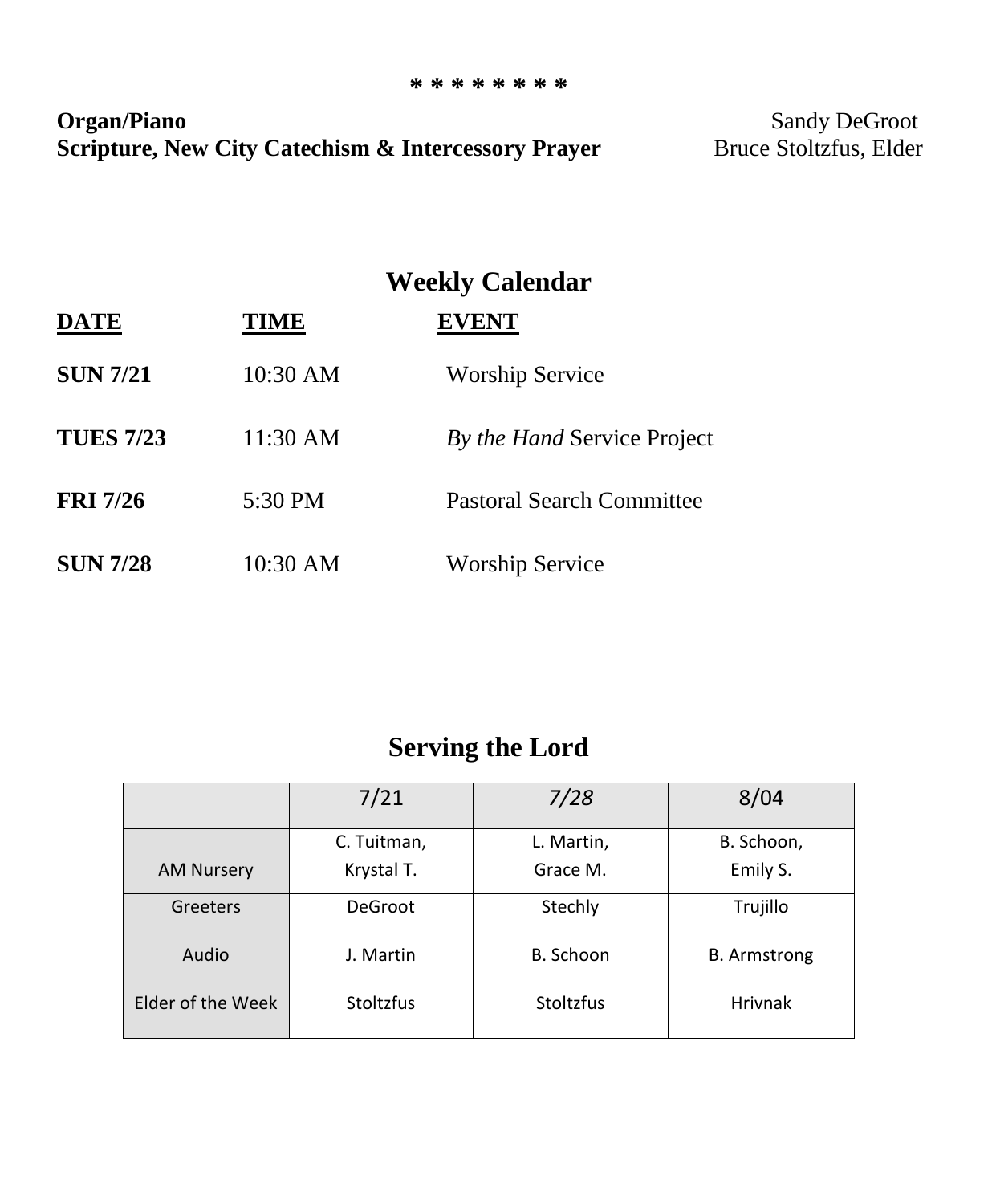* * * * * * * *

**Organ/Piano** Sandy DeGroot
**Scripture, New City Catechism & Intercessory Prayer** Bruce Stoltzfus, Elder

## Weekly Calendar

| **DATE** | **TIME** | **EVENT** |
|---|---|---|
| **SUN 7/21** | 10:30 AM | Worship Service |
| **TUES 7/23** | 11:30 AM | *By the Hand* Service Project |
| **FRI 7/26** | 5:30 PM | Pastoral Search Committee |
| **SUN 7/28** | 10:30 AM | Worship Service |

## Serving the Lord

| | 7/21 | *7/28* | 8/04 |
|---|---|---|---|
| AM Nursery | C. Tuitman, Krystal T. | L. Martin, Grace M. | B. Schoon, Emily S. |
| Greeters | DeGroot | Stechly | Trujillo |
| Audio | J. Martin | B. Schoon | B. Armstrong |
| Elder of the Week | Stoltzfus | Stoltzfus | Hrivnak |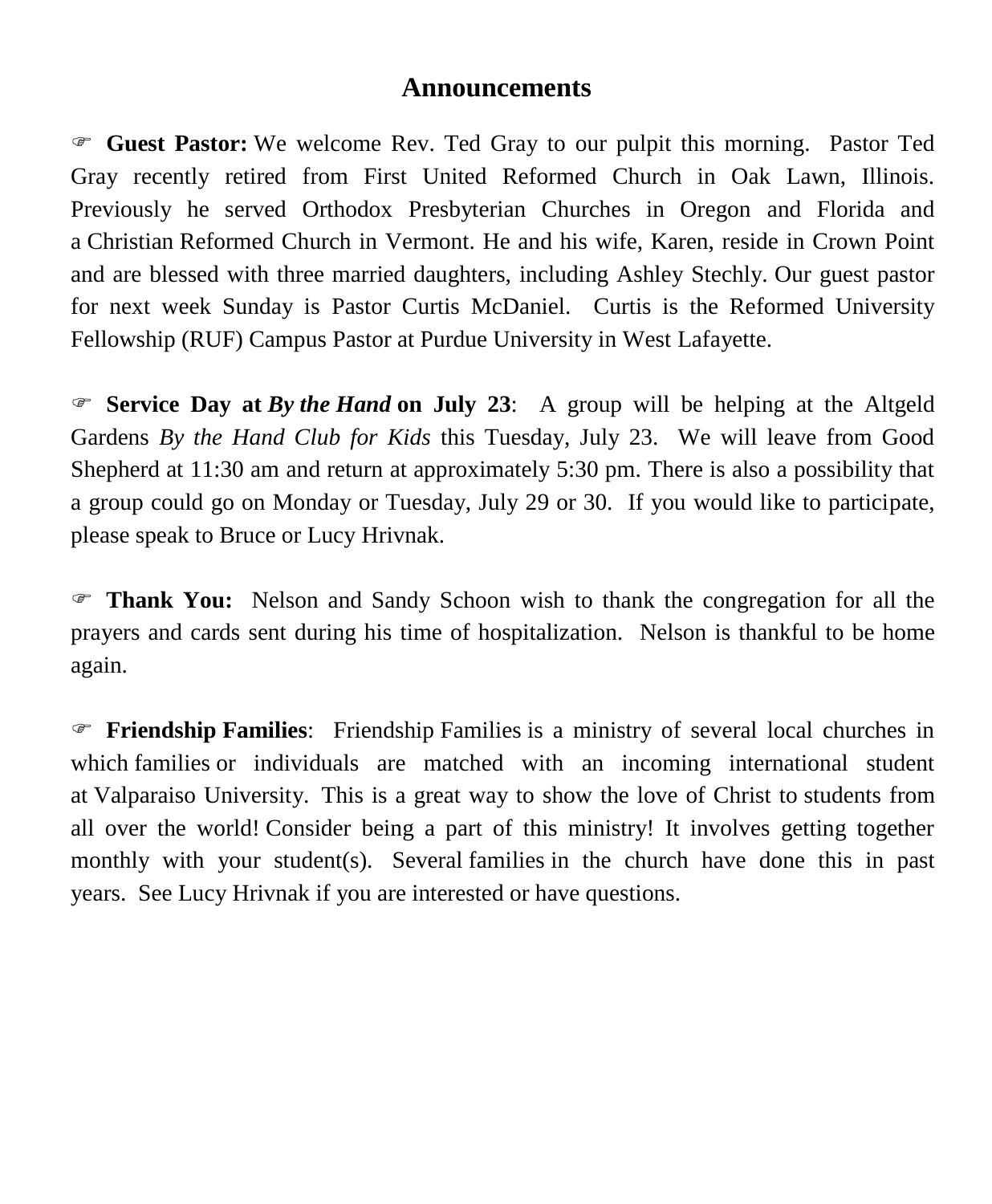# Announcements

☞ **Guest Pastor:** We welcome Rev. Ted Gray to our pulpit this morning. Pastor Ted Gray recently retired from First United Reformed Church in Oak Lawn, Illinois. Previously he served Orthodox Presbyterian Churches in Oregon and Florida and a Christian Reformed Church in Vermont. He and his wife, Karen, reside in Crown Point and are blessed with three married daughters, including Ashley Stechly. Our guest pastor for next week Sunday is Pastor Curtis McDaniel. Curtis is the Reformed University Fellowship (RUF) Campus Pastor at Purdue University in West Lafayette.

☞ **Service Day at *By the Hand* on July 23**: A group will be helping at the Altgeld Gardens *By the Hand Club for Kids* this Tuesday, July 23. We will leave from Good Shepherd at 11:30 am and return at approximately 5:30 pm. There is also a possibility that a group could go on Monday or Tuesday, July 29 or 30. If you would like to participate, please speak to Bruce or Lucy Hrivnak.

☞ **Thank You:** Nelson and Sandy Schoon wish to thank the congregation for all the prayers and cards sent during his time of hospitalization. Nelson is thankful to be home again.

☞ **Friendship Families**: Friendship Families is a ministry of several local churches in which families or individuals are matched with an incoming international student at Valparaiso University. This is a great way to show the love of Christ to students from all over the world! Consider being a part of this ministry! It involves getting together monthly with your student(s). Several families in the church have done this in past years. See Lucy Hrivnak if you are interested or have questions.